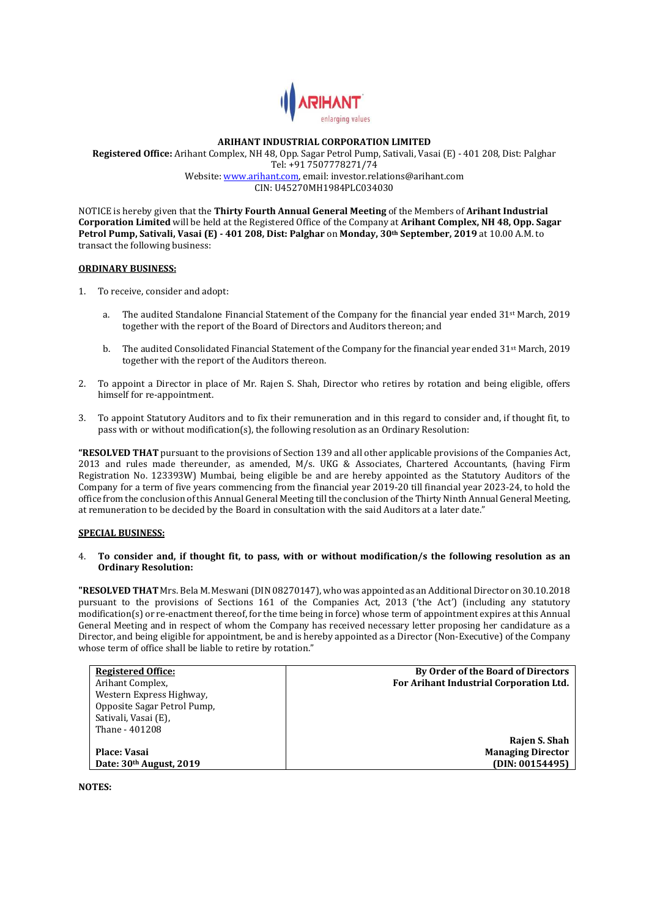# ARIHANT INDUSTRIAL CORPORATION LIMITED

**Registered Office:** Arihant Complex, NH 48, Opp. Sagar Petrol Pump, Sativali, Vasai (E) - 401 208, Dist: Palghar
Tel: +91 7507778271/74
Website: www.arihant.com, email: investor.relations@arihant.com
CIN: U45270MH1984PLC034030

NOTICE is hereby given that the **Thirty Fourth Annual General Meeting** of the Members of **Arihant Industrial Corporation Limited** will be held at the Registered Office of the Company at **Arihant Complex, NH 48, Opp. Sagar Petrol Pump, Sativali, Vasai (E) - 401 208, Dist: Palghar** on **Monday, 30th September, 2019** at 10.00 A.M. to transact the following business:

## ORDINARY BUSINESS:

1. To receive, consider and adopt:

   a. The audited Standalone Financial Statement of the Company for the financial year ended 31st March, 2019 together with the report of the Board of Directors and Auditors thereon; and

   b. The audited Consolidated Financial Statement of the Company for the financial year ended 31st March, 2019 together with the report of the Auditors thereon.

2. To appoint a Director in place of Mr. Rajen S. Shah, Director who retires by rotation and being eligible, offers himself for re-appointment.

3. To appoint Statutory Auditors and to fix their remuneration and in this regard to consider and, if thought fit, to pass with or without modification(s), the following resolution as an Ordinary Resolution:

**"RESOLVED THAT** pursuant to the provisions of Section 139 and all other applicable provisions of the Companies Act, 2013 and rules made thereunder, as amended, M/s. UKG & Associates, Chartered Accountants, (having Firm Registration No. 123393W) Mumbai, being eligible be and are hereby appointed as the Statutory Auditors of the Company for a term of five years commencing from the financial year 2019-20 till financial year 2023-24, to hold the office from the conclusion of this Annual General Meeting till the conclusion of the Thirty Ninth Annual General Meeting, at remuneration to be decided by the Board in consultation with the said Auditors at a later date."

## SPECIAL BUSINESS:

4. **To consider and, if thought fit, to pass, with or without modification/s the following resolution as an Ordinary Resolution:**

**"RESOLVED THAT** Mrs. Bela M. Meswani (DIN 08270147), who was appointed as an Additional Director on 30.10.2018 pursuant to the provisions of Sections 161 of the Companies Act, 2013 ('the Act') (including any statutory modification(s) or re-enactment thereof, for the time being in force) whose term of appointment expires at this Annual General Meeting and in respect of whom the Company has received necessary letter proposing her candidature as a Director, and being eligible for appointment, be and is hereby appointed as a Director (Non-Executive) of the Company whose term of office shall be liable to retire by rotation."

| **Registered Office:** | **By Order of the Board of Directors** |
|---|---|
| Arihant Complex, | **For Arihant Industrial Corporation Ltd.** |
| Western Express Highway, | |
| Opposite Sagar Petrol Pump, | |
| Sativali, Vasai (E), | |
| Thane - 401208 | **Rajen S. Shah** |
| **Place: Vasai** | **Managing Director** |
| **Date: 30th August, 2019** | **(DIN: 00154495)** |

**NOTES:**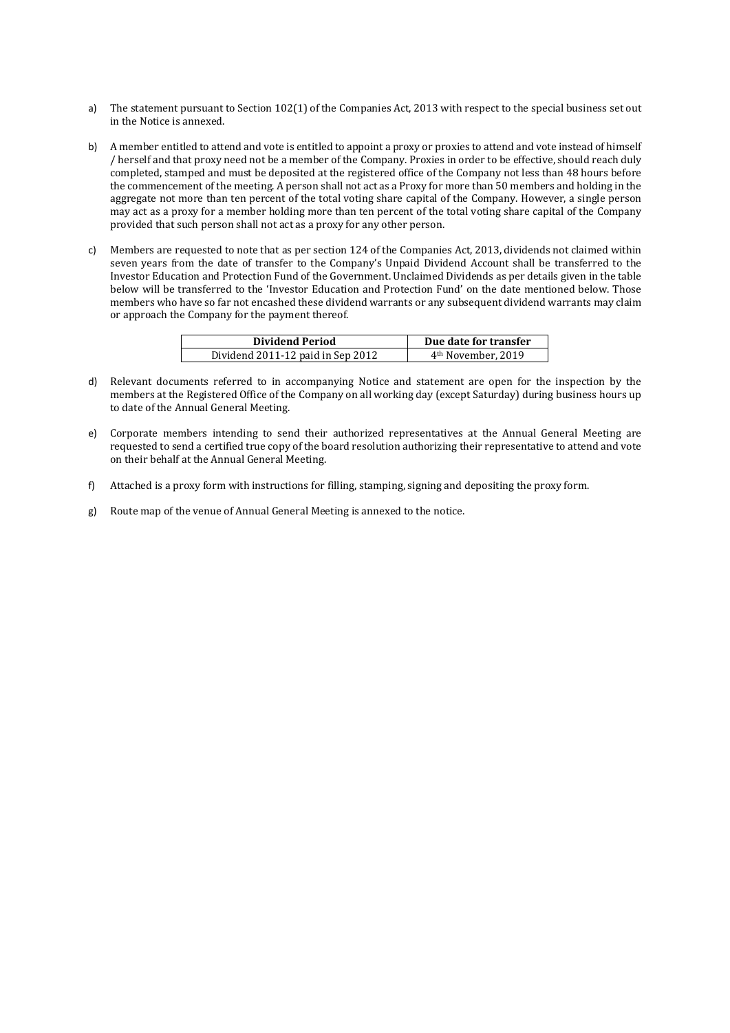a) The statement pursuant to Section 102(1) of the Companies Act, 2013 with respect to the special business set out in the Notice is annexed.

b) A member entitled to attend and vote is entitled to appoint a proxy or proxies to attend and vote instead of himself / herself and that proxy need not be a member of the Company. Proxies in order to be effective, should reach duly completed, stamped and must be deposited at the registered office of the Company not less than 48 hours before the commencement of the meeting. A person shall not act as a Proxy for more than 50 members and holding in the aggregate not more than ten percent of the total voting share capital of the Company. However, a single person may act as a proxy for a member holding more than ten percent of the total voting share capital of the Company provided that such person shall not act as a proxy for any other person.

c) Members are requested to note that as per section 124 of the Companies Act, 2013, dividends not claimed within seven years from the date of transfer to the Company's Unpaid Dividend Account shall be transferred to the Investor Education and Protection Fund of the Government. Unclaimed Dividends as per details given in the table below will be transferred to the 'Investor Education and Protection Fund' on the date mentioned below. Those members who have so far not encashed these dividend warrants or any subsequent dividend warrants may claim or approach the Company for the payment thereof.

| Dividend Period | Due date for transfer |
| --- | --- |
| Dividend 2011-12 paid in Sep 2012 | 4th November, 2019 |

d) Relevant documents referred to in accompanying Notice and statement are open for the inspection by the members at the Registered Office of the Company on all working day (except Saturday) during business hours up to date of the Annual General Meeting.

e) Corporate members intending to send their authorized representatives at the Annual General Meeting are requested to send a certified true copy of the board resolution authorizing their representative to attend and vote on their behalf at the Annual General Meeting.

f) Attached is a proxy form with instructions for filling, stamping, signing and depositing the proxy form.

g) Route map of the venue of Annual General Meeting is annexed to the notice.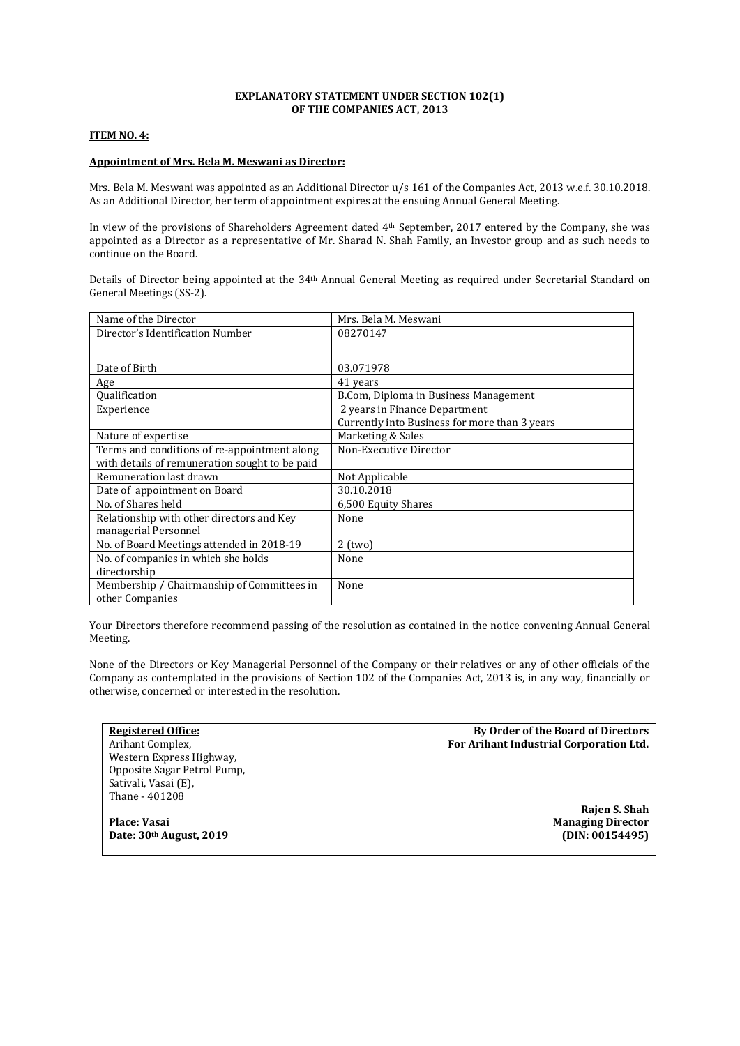**EXPLANATORY STATEMENT UNDER SECTION 102(1) OF THE COMPANIES ACT, 2013**

**ITEM NO. 4:**

**Appointment of Mrs. Bela M. Meswani as Director:**

Mrs. Bela M. Meswani was appointed as an Additional Director u/s 161 of the Companies Act, 2013 w.e.f. 30.10.2018. As an Additional Director, her term of appointment expires at the ensuing Annual General Meeting.

In view of the provisions of Shareholders Agreement dated 4th September, 2017 entered by the Company, she was appointed as a Director as a representative of Mr. Sharad N. Shah Family, an Investor group and as such needs to continue on the Board.

Details of Director being appointed at the 34th Annual General Meeting as required under Secretarial Standard on General Meetings (SS-2).

| | |
|---|---|
| Name of the Director | Mrs. Bela M. Meswani |
| Director's Identification Number | 08270147 |
| Date of Birth | 03.071978 |
| Age | 41 years |
| Qualification | B.Com, Diploma in Business Management |
| Experience | 2 years in Finance Department<br>Currently into Business for more than 3 years |
| Nature of expertise | Marketing & Sales |
| Terms and conditions of re-appointment along with details of remuneration sought to be paid | Non-Executive Director |
| Remuneration last drawn | Not Applicable |
| Date of appointment on Board | 30.10.2018 |
| No. of Shares held | 6,500 Equity Shares |
| Relationship with other directors and Key managerial Personnel | None |
| No. of Board Meetings attended in 2018-19 | 2 (two) |
| No. of companies in which she holds directorship | None |
| Membership / Chairmanship of Committees in other Companies | None |

Your Directors therefore recommend passing of the resolution as contained in the notice convening Annual General Meeting.

None of the Directors or Key Managerial Personnel of the Company or their relatives or any of other officials of the Company as contemplated in the provisions of Section 102 of the Companies Act, 2013 is, in any way, financially or otherwise, concerned or interested in the resolution.

**Registered Office:**
Arihant Complex,
Western Express Highway,
Opposite Sagar Petrol Pump,
Sativali, Vasai (E),
Thane - 401208

**Place: Vasai**
**Date: 30th August, 2019**

**By Order of the Board of Directors**
**For Arihant Industrial Corporation Ltd.**

**Rajen S. Shah**
**Managing Director**
**(DIN: 00154495)**